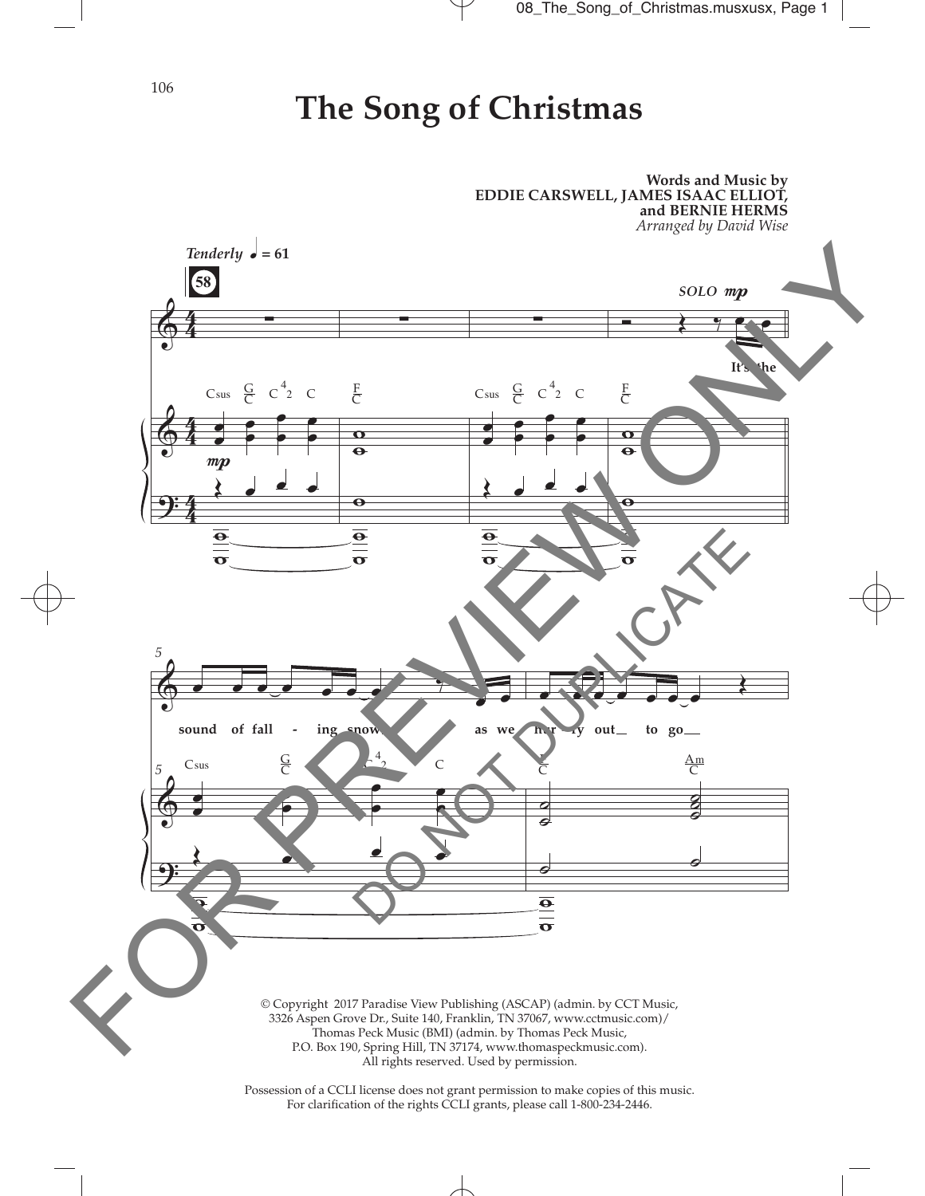# The Song of Christmas

**Words and Music by**
**EDDIE CARSWELL, JAMES ISAAC ELLIOT, and BERNIE HERMS**
*Arranged by David Wise*

*Tenderly* ♩ = 61

**58**

SOLO *mp*

It's the sound of fall - ing snow, as we hur - ry out to go

Csus G/C C4 2 C F/C Csus G/C C4 2 C F/C

Csus G/C C4 2 C F/C Am/C

FOR PREVIEW ONLY
DO NOT DUPLICATE

© Copyright 2017 Paradise View Publishing (ASCAP) (admin. by CCT Music, 3326 Aspen Grove Dr., Suite 140, Franklin, TN 37067, www.cctmusic.com)/ Thomas Peck Music (BMI) (admin. by Thomas Peck Music, P.O. Box 190, Spring Hill, TN 37174, www.thomaspeckmusic.com). All rights reserved. Used by permission.

Possession of a CCLI license does not grant permission to make copies of this music. For clarification of the rights CCLI grants, please call 1-800-234-2446.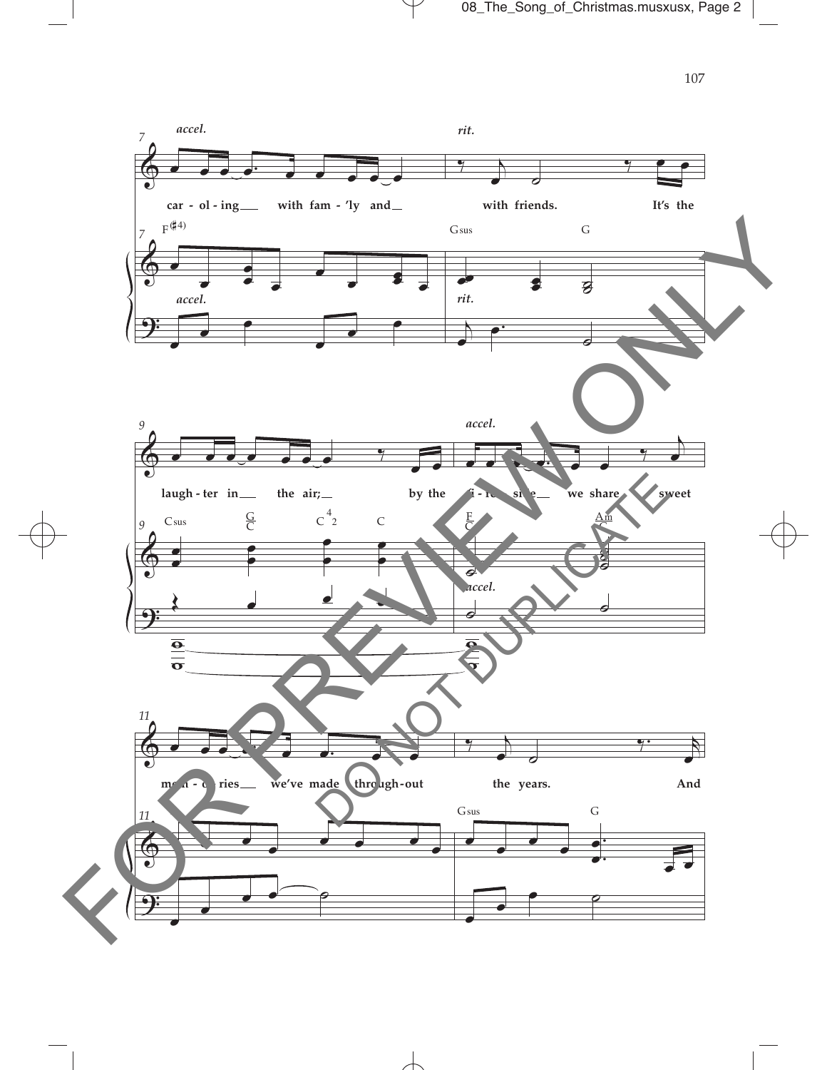*accel.* *rit.*

car - ol - ing ___ with fam - 'ly and ___ with friends. It's the

F(♯4) Gsus G

*accel.* *rit.*

laugh - ter in ___ the air; ___ by the fi - re - side ___ we share sweet

*accel.*

Csus G/C C 4 2 C F/C Am/C

*accel.*

mem - o - ries ___ we've made through - out the years. And

Gsus G

FOR PREVIEW ONLY

DO NOT DUPLICATE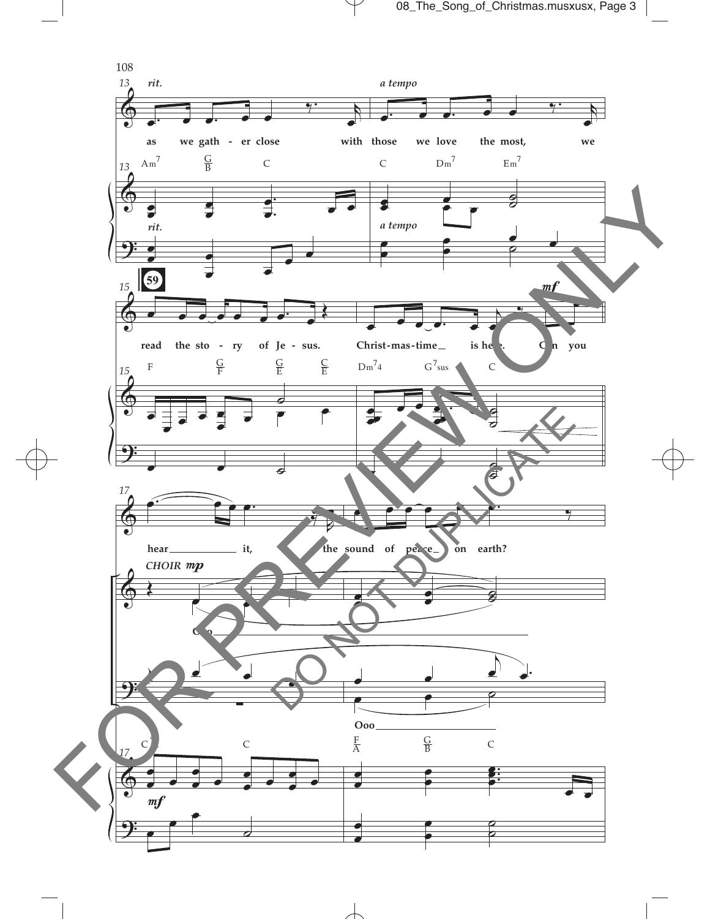*rit.* *a tempo*

as we gath - er close with those we love the most, we

Am7 G/B C C Dm7 Em7

*rit.* *a tempo*

**59**

read the sto - ry of Je - sus. Christ-mas-time is here. Can you

F G/F G/E C/E Dm7 4 G7sus C

*mf*

hear it, the sound of peace on earth?

CHOIR *mp*

Ooo

Ooo

C F/A G/B C

*mf*

FOR PREVIEW ONLY

DO NOT DUPLICATE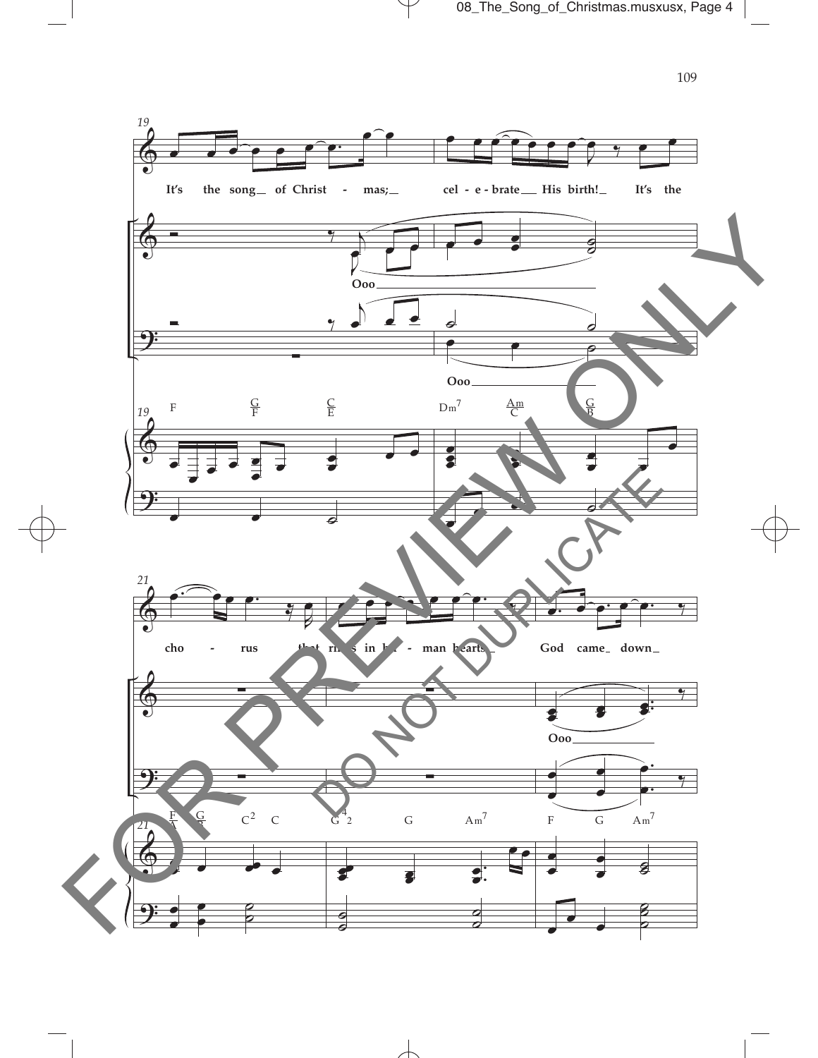It's the song of Christ - mas; cel - e - brate His birth! It's the

Ooo

Ooo

F G/F C/E Dm7 Am/C G/B

cho - rus that rings in hu - man hearts God came down

Ooo

F/A G/B C2 C G4 2 G Am7 F G Am7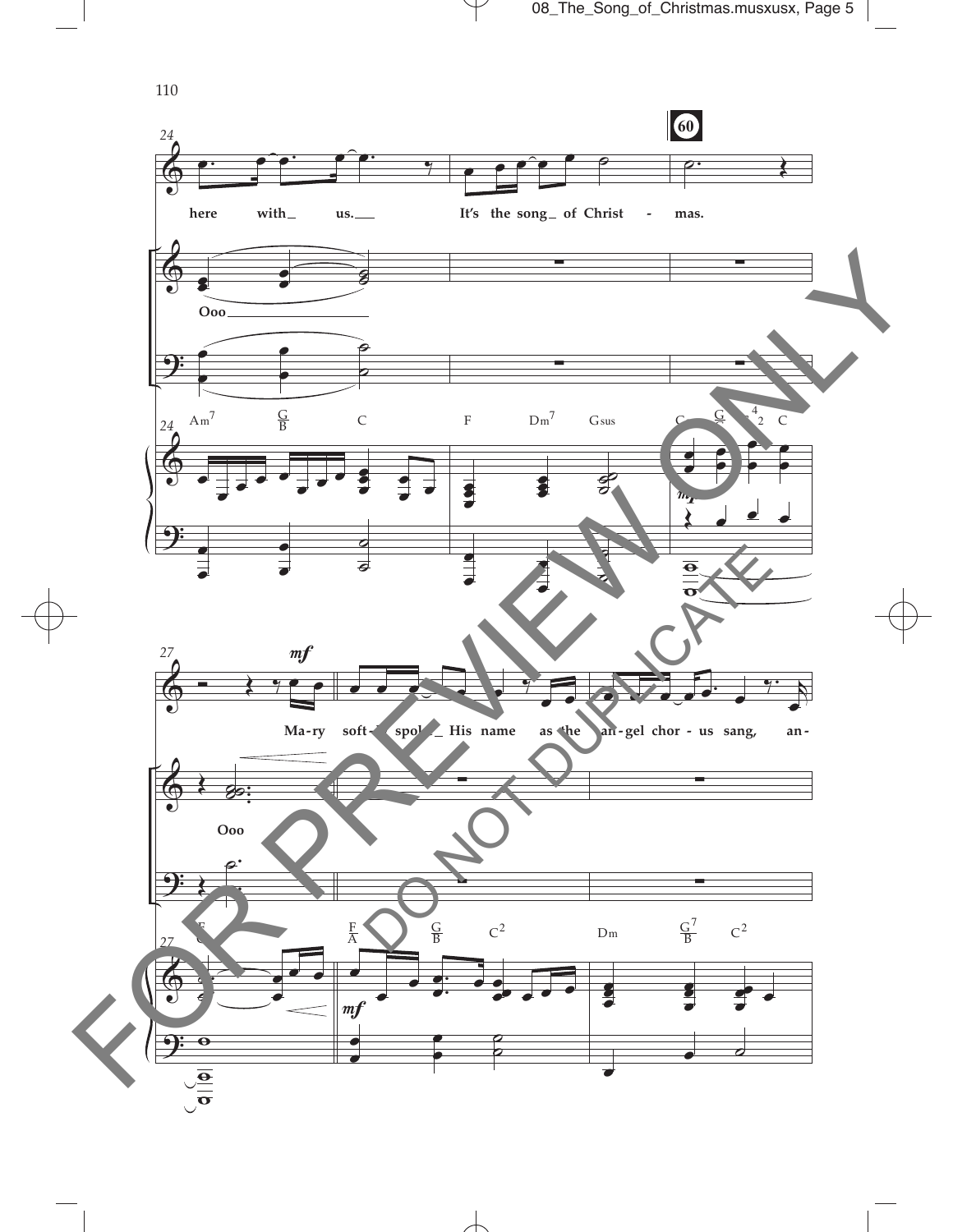here with_ us._ It's the song_ of Christ - mas.

Ooo

Ma-ry soft-ly spoke_ His name as the an-gel chor-us sang, an-

Ooo

FOR PREVIEW ONLY

DO NOT DUPLICATE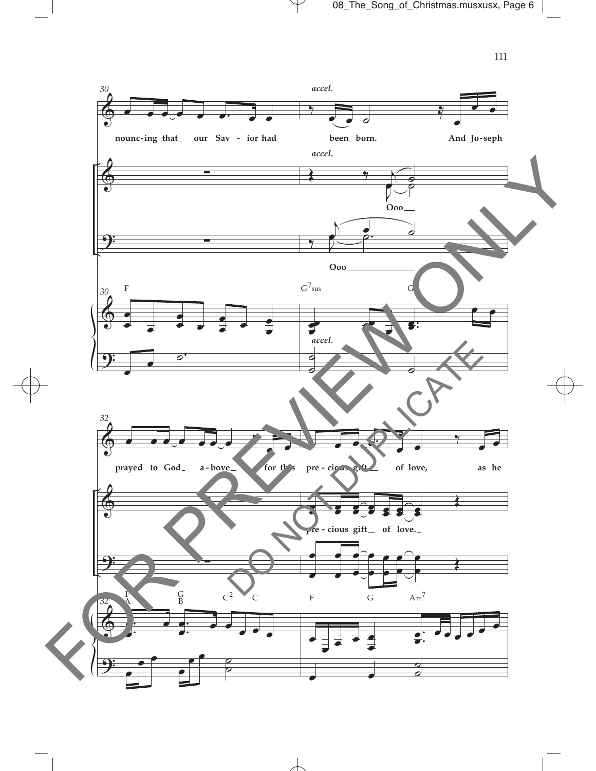30

*accel.*

nounc-ing that_ our Sav - ior had been_ born. And Jo-seph

*accel.*

Ooo__

Ooo______________

F G7sus G

*accel.*

32

prayed to God_ a - bove_ for this pre - cious gift__ of love, as he

pre - cious gift__ of love._

F/A G/B C2 C F G Am7

FOR PREVIEW ONLY

DO NOT DUPLICATE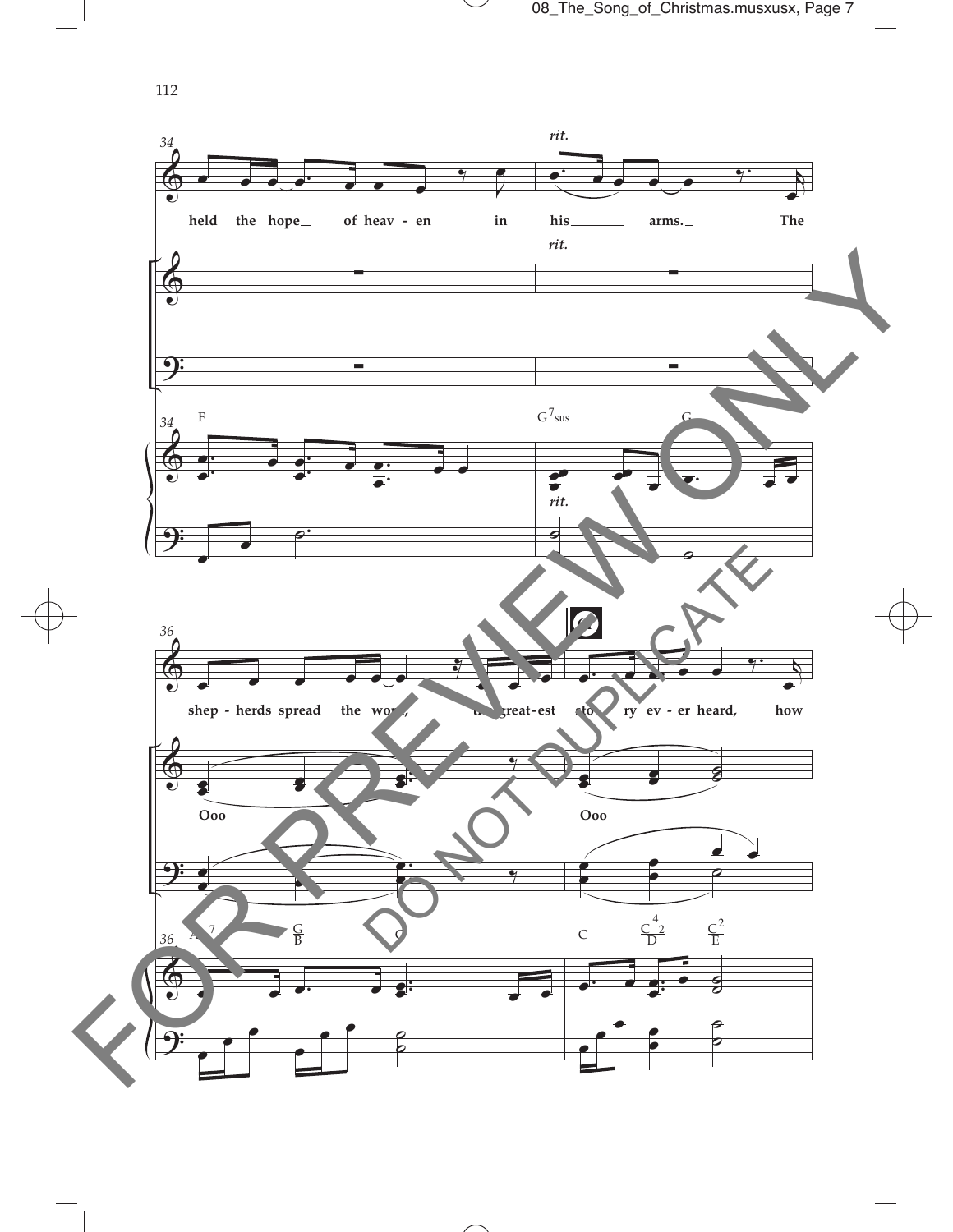34 *rit.*

held the hope of heav - en in his arms. The

F G7sus G

36

shep - herds spread the word, the great - est sto - ry ev - er heard, how

Ooo Ooo

A7 G/B C C C4 2/D C2/E

FOR PREVIEW ONLY
DO NOT DUPLICATE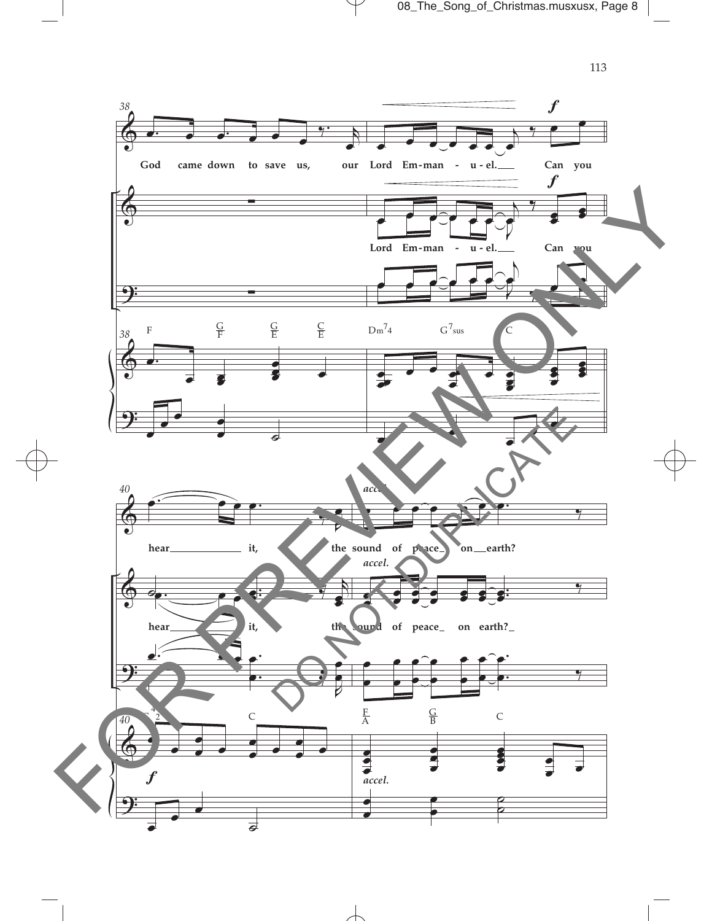38

God came down to save us, our Lord Em-man - u - el.___ Can you

Lord Em-man - u - el.___ Can you

F G/F G/E C/E Dm7 4 G7sus C

40

*accel.*

hear_____________ it, the sound of peace_ on __earth?

*accel.*

hear__________ it, the sound of peace_ on earth?_

C 4 2 C F/A G/B C

*f*

*accel.*

FOR PREVIEW ONLY

DO NOT DUPLICATE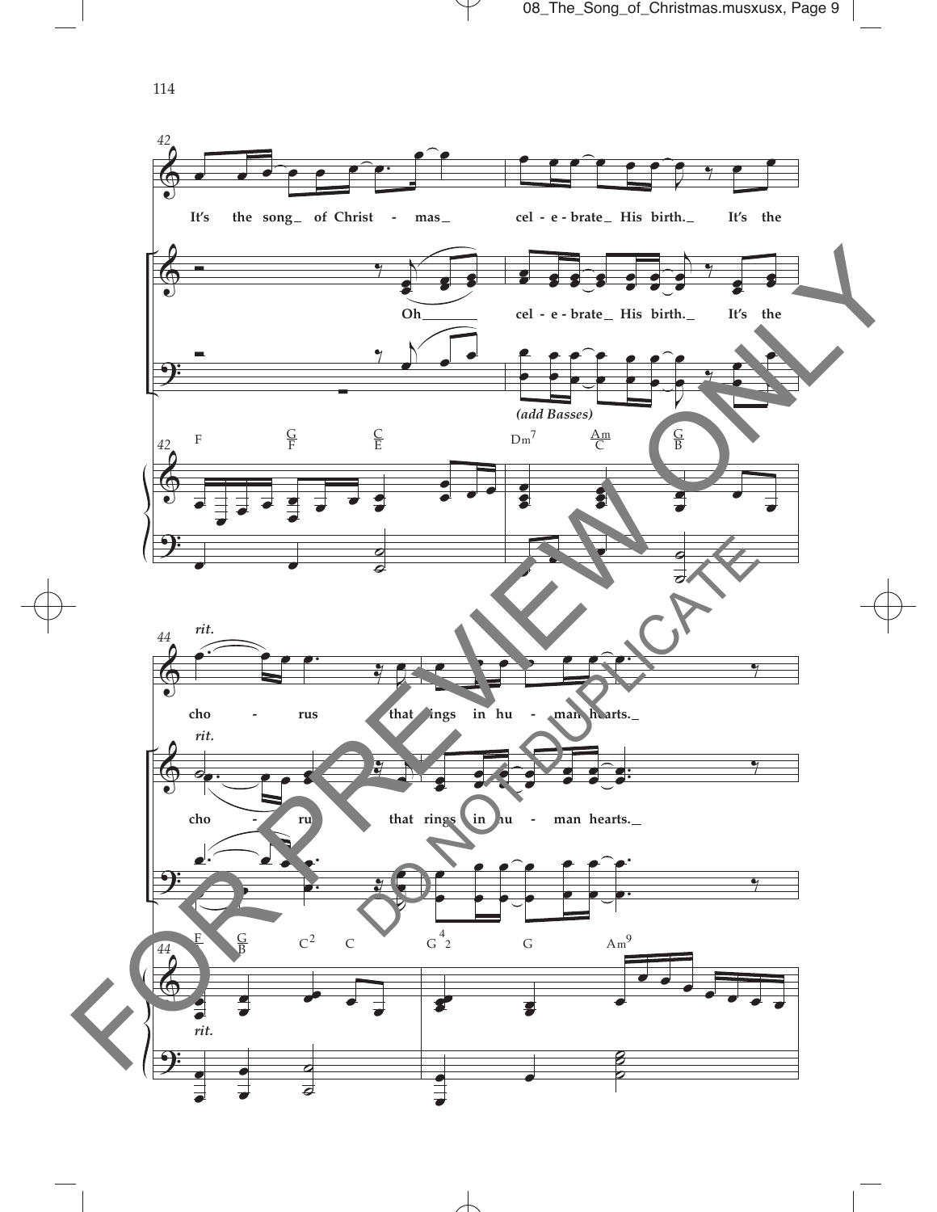42

It's the song of Christ - mas

cel - e - brate His birth. It's the

Oh

cel - e - brate His birth. It's the

*(add Basses)*

F G/F C/E Dm7 Am/C G/B

44

*rit.*

cho - rus that rings in hu - man hearts.

cho - rus that rings in hu - man hearts.

F G/B C2 C G4 2 G Am9

FOR PREVIEW ONLY

DO NOT DUPLICATE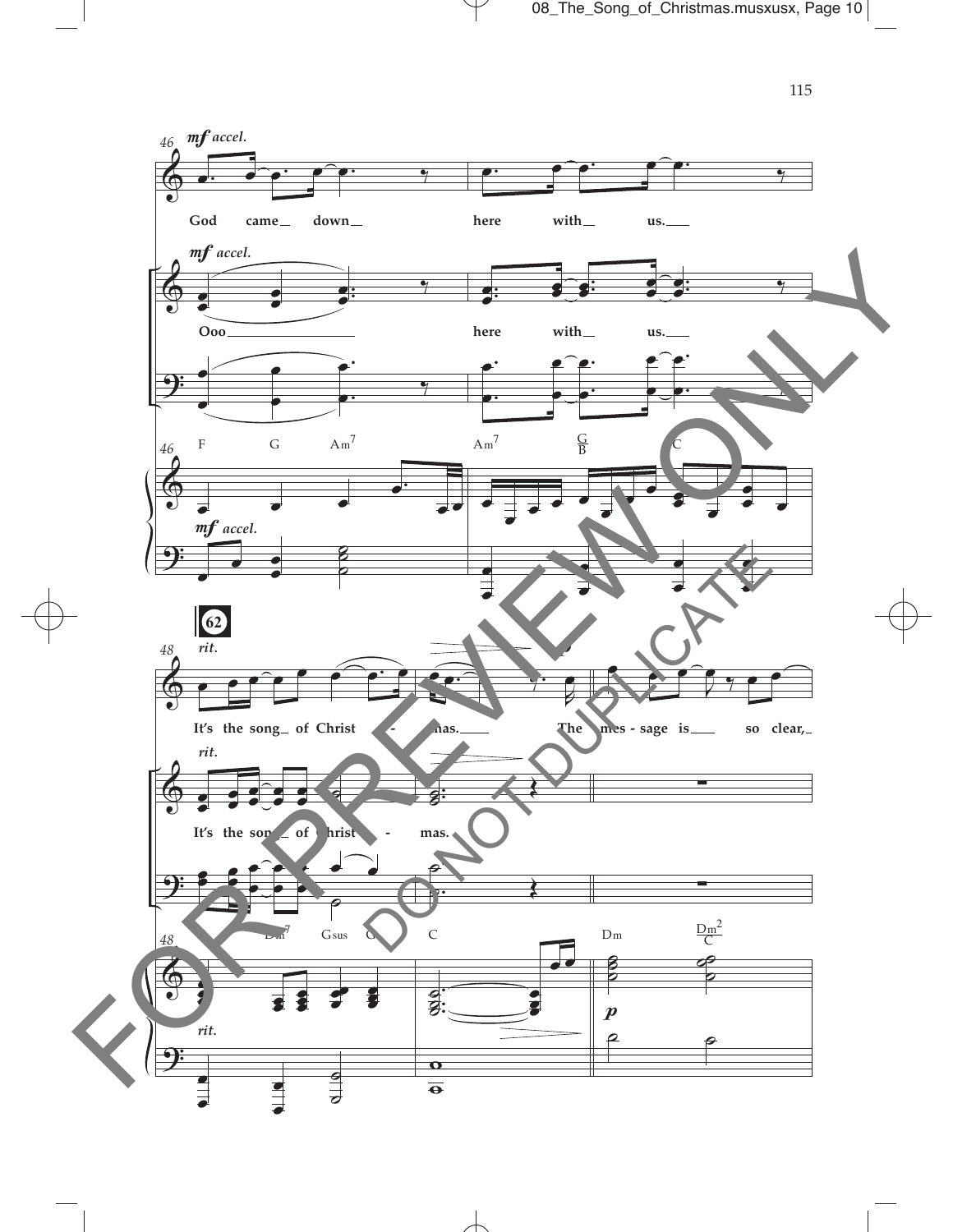46 *mf accel.*

God came down here with us.

*mf accel.*

Ooo here with us.

F G Am7 | Am7 G/B C

*mf accel.*

62

48 *rit.*

It's the song of Christ - mas. The mes - sage is so clear,

*rit.*

It's the song of Christ - mas.

Dm7 Gsus G | C | Dm Dm2/C

*rit.*

*p*

FOR PREVIEW ONLY

DO NOT DUPLICATE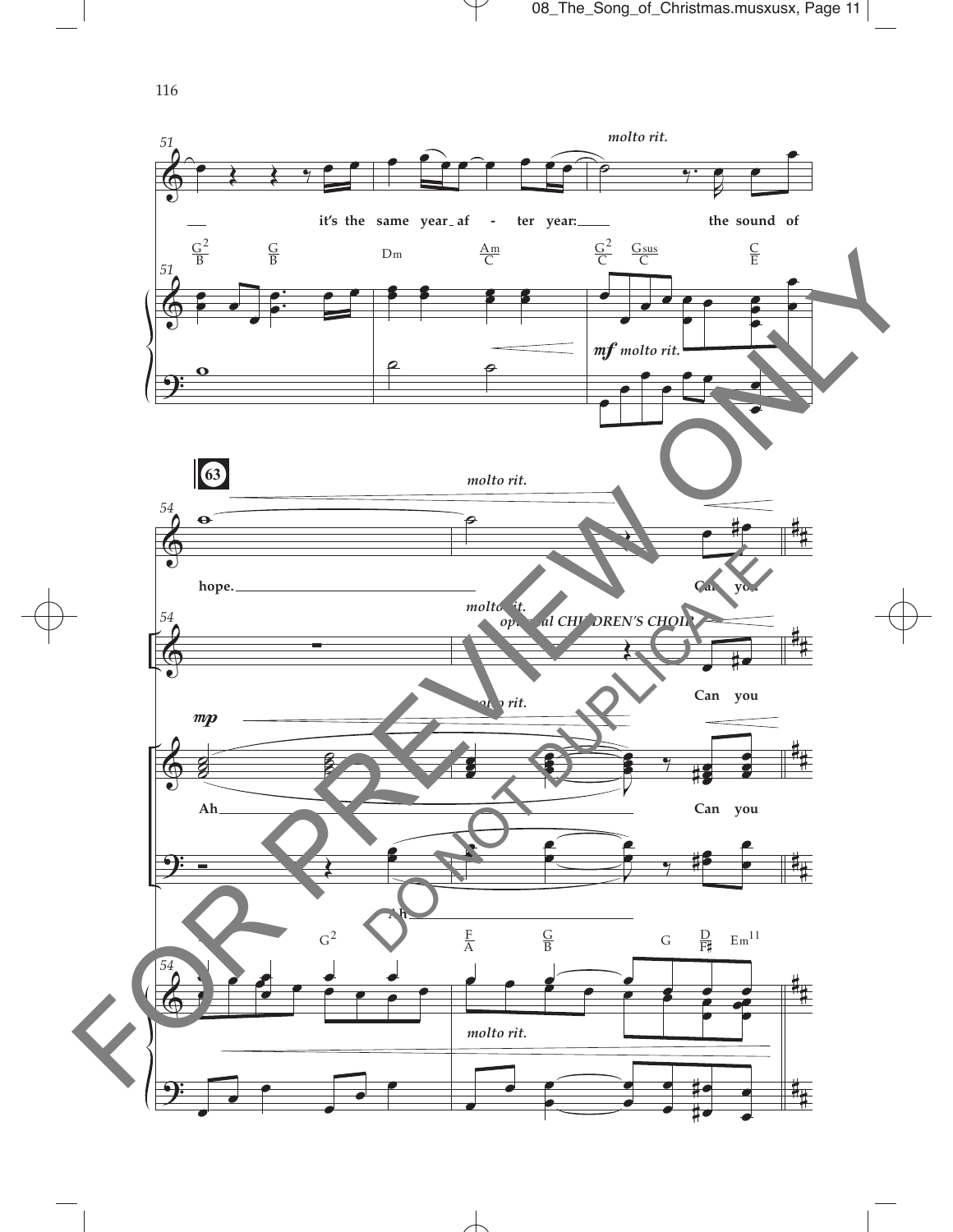molto rit.

it's the same year af - ter year: the sound of

hope. Can you

molto rit.

optional CHILDREN'S CHOIR

Can you

mp

molto rit.

Ah Can you

Ah

molto rit.

FOR PREVIEW ONLY

DO NOT DUPLICATE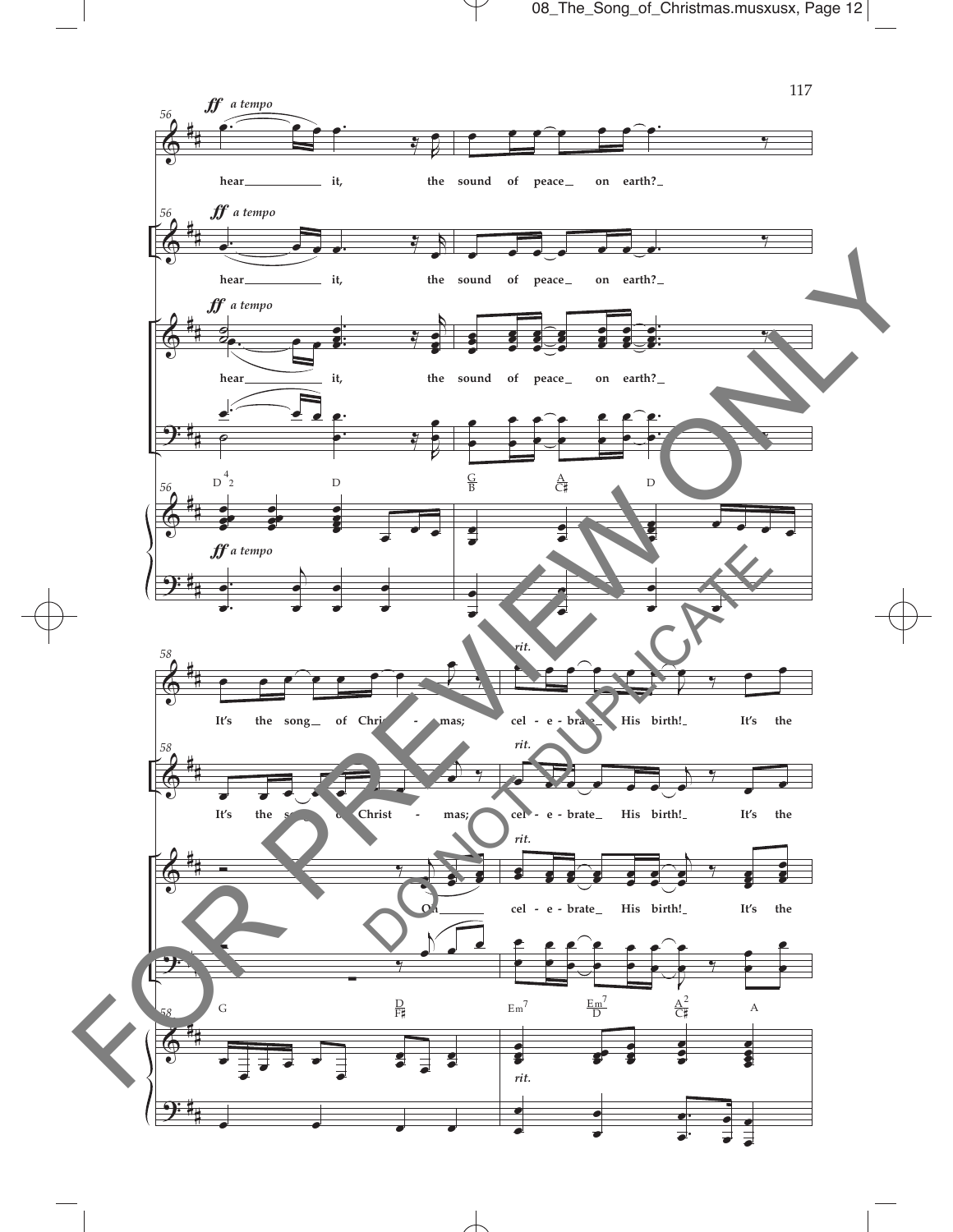*ff a tempo*

hear it, the sound of peace on earth?

It's the song of Christ - mas; cel - e - brate His birth! It's the

Oh cel - e - brate His birth! It's the

*rit.*

FOR PREVIEW ONLY

DO NOT DUPLICATE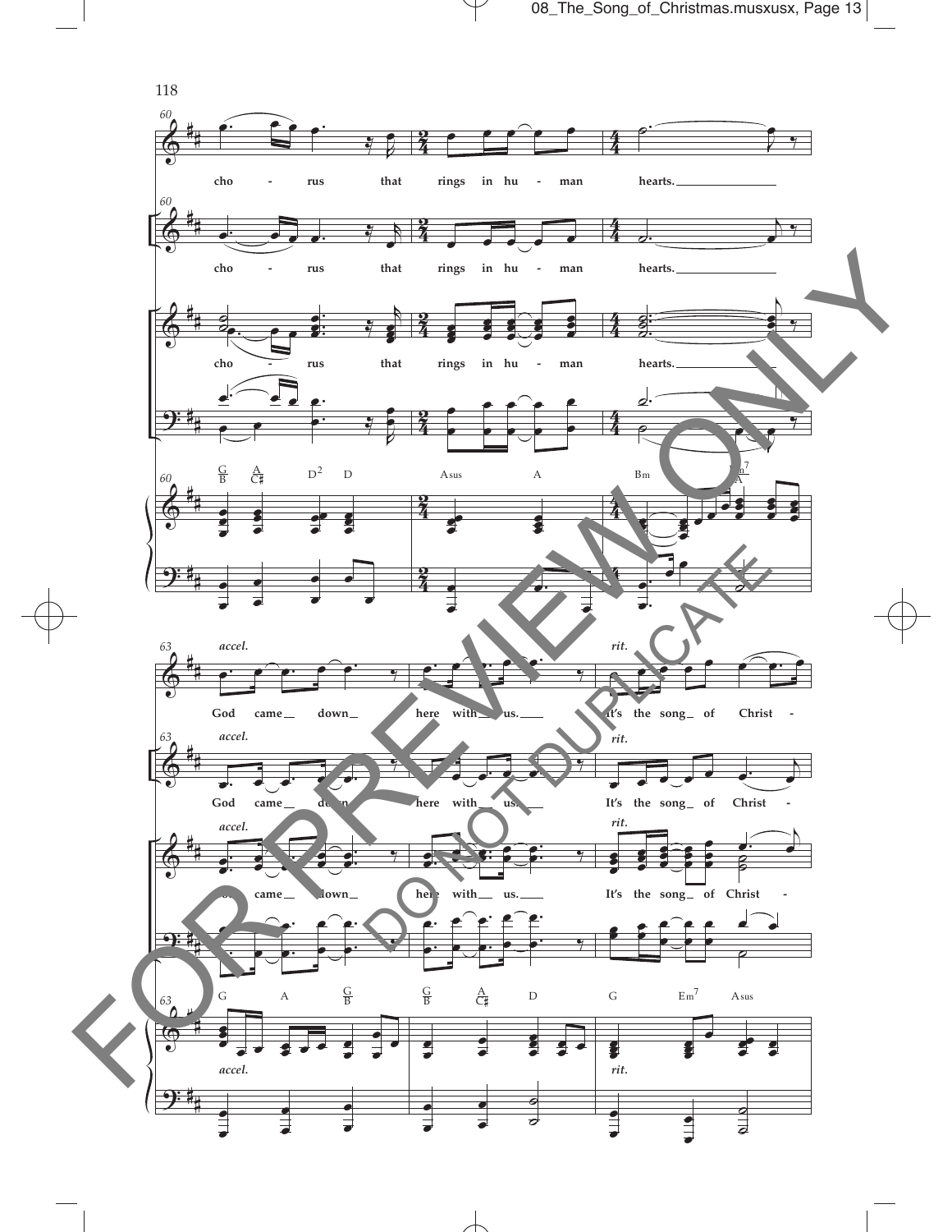60

cho - rus that rings in hu - man hearts.

cho - rus that rings in hu - man hearts.

cho - rus that rings in hu - man hearts.

G/B A/C♯ D² D Asus A Bm Bm⁷/A

63 *accel.* *rit.*

God came down here with us. It's the song of Christ -

God came down here with us. It's the song of Christ -

God came down here with us. It's the song of Christ -

G A G/B G/B A/C♯ D G Em⁷ Asus

FOR PREVIEW ONLY
DO NOT DUPLICATE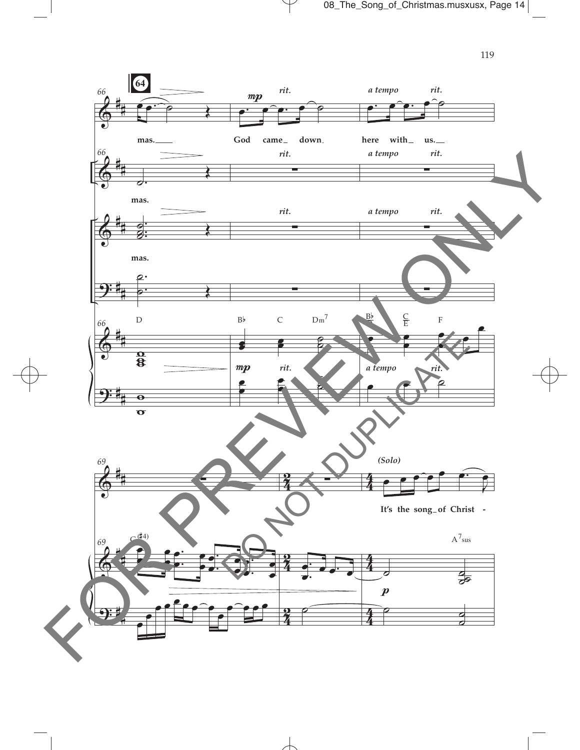64

mas. God came down here with us.

mas.

mas.

(Solo)

It's the song of Christ -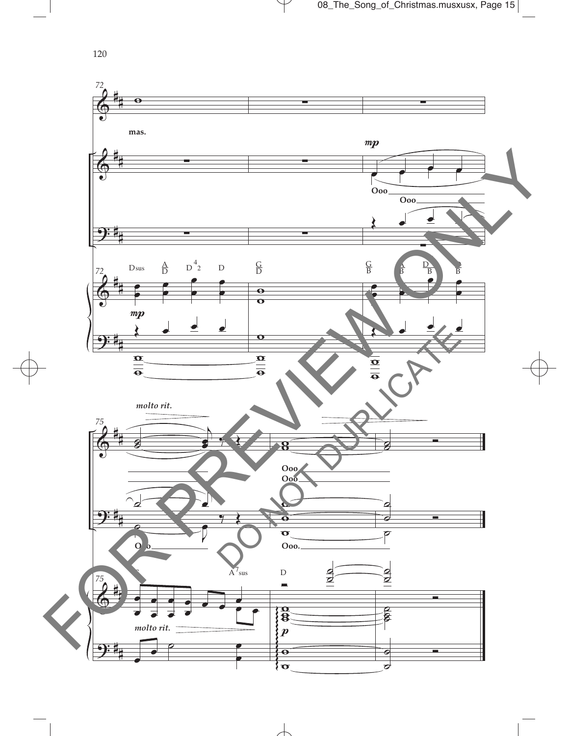72

mas.

*mp*

Ooo

Ooo

Dsus $\frac{A}{D}$ D$^{4}_{2}$ D $\frac{G}{D}$ $\frac{G}{B}$ $\frac{A}{B}$ $\frac{D}{B}$ $\frac{G}{B}$

*mp*

75

*molto rit.*

Ooo

Ooo

Ooo

Ooo.

G A$^{7}$sus D

*molto rit.*

*p*

FOR PREVIEW ONLY

DO NOT DUPLICATE